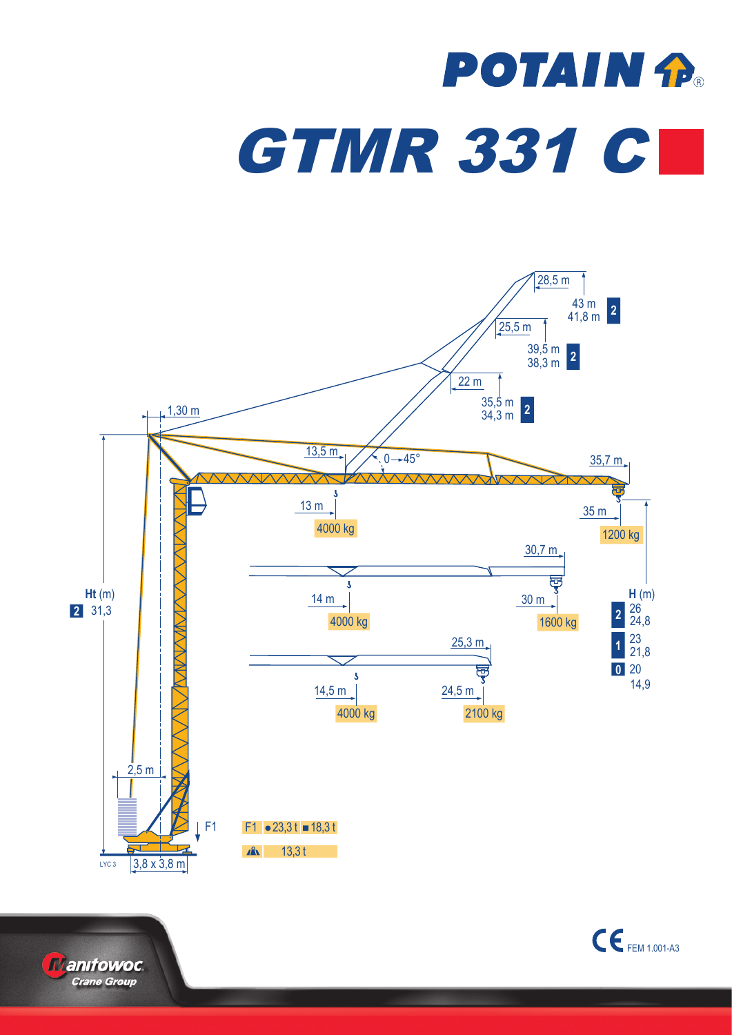# POTAIN

# GTMR 331 C

28,5 m

43 m
41,8 m **2**

25,5 m

39,5 m
38,3 m **2**

22 m

35,5 m
34,3 m **2**

1,30 m

13,5 m

0 → 45°

35,7 m

13 m

4000 kg

35 m

1200 kg

30,7 m

14 m

4000 kg

30 m

1600 kg

**Ht** (m)
**2** 31,3

**H** (m)
**2** 26
24,8
**1** 23
21,8
**0** 20
14,9

25,3 m

14,5 m

4000 kg

24,5 m

2100 kg

2,5 m

F1

F1 ● 23,3 t ■ 18,3 t

13,3 t

LYC 3

3,8 x 3,8 m

Manitowoc Crane Group

CE FEM 1.001-A3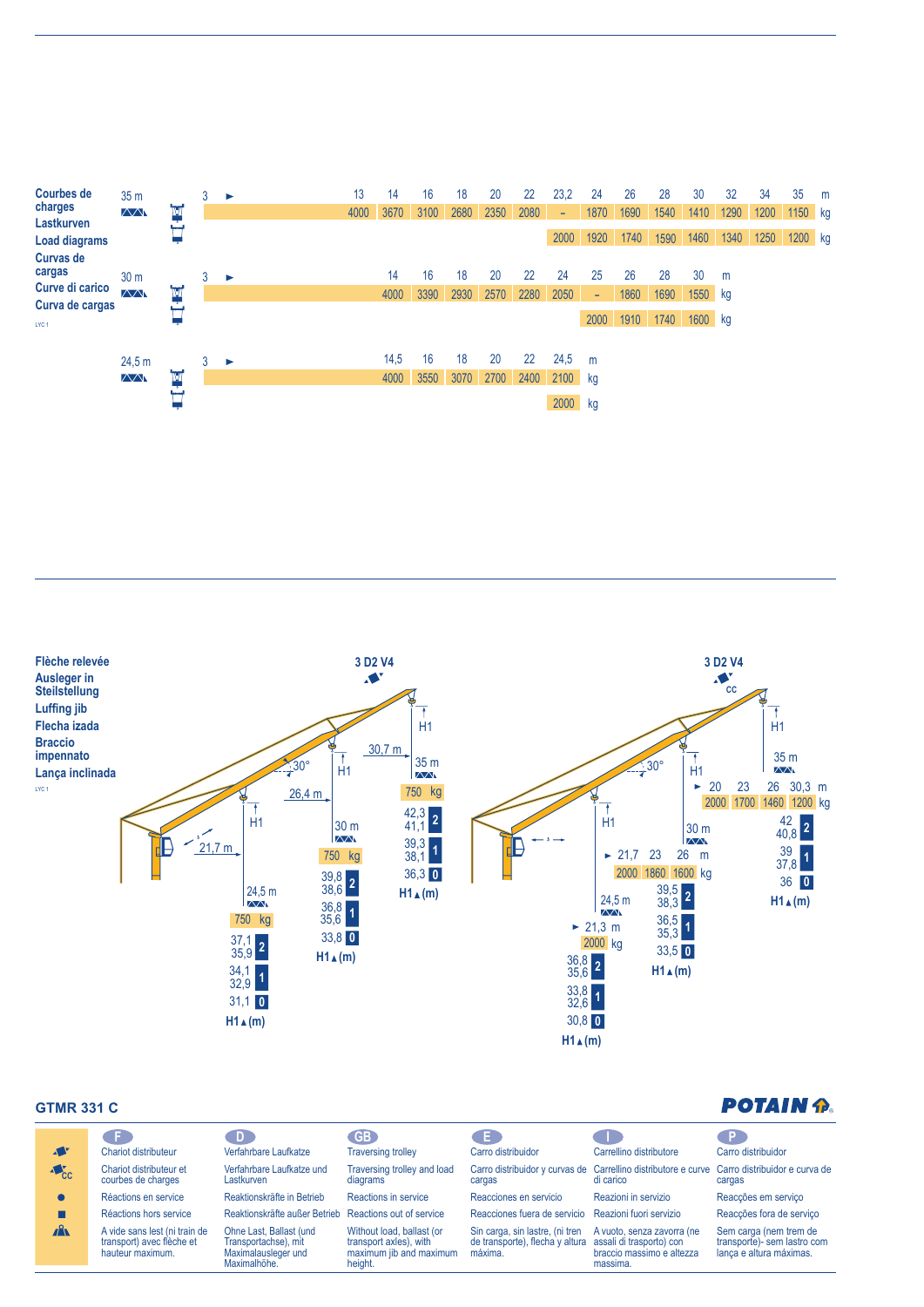## Courbes de charges / Lastkurven / Load diagrams / Curvas de cargas / Curve di carico / Curva de cargas

LYC 1

**35 m**

| | 3 ► | 13 | 14 | 16 | 18 | 20 | 22 | 23,2 | 24 | 26 | 28 | 30 | 32 | 34 | 35 | m |
|---|---|---|---|---|---|---|---|---|---|---|---|---|---|---|---|---|
| | | 4000 | 3670 | 3100 | 2680 | 2350 | 2080 | – | 1870 | 1690 | 1540 | 1410 | 1290 | 1200 | 1150 | kg |
| | | | | | | | | 2000 | 1920 | 1740 | 1590 | 1460 | 1340 | 1250 | 1200 | kg |

**30 m**

| | 3 ► | 14 | 16 | 18 | 20 | 22 | 24 | 25 | 26 | 28 | 30 | m |
|---|---|---|---|---|---|---|---|---|---|---|---|---|
| | | 4000 | 3390 | 2930 | 2570 | 2280 | 2050 | – | 1860 | 1690 | 1550 | kg |
| | | | | | | | | 2000 | 1910 | 1740 | 1600 | kg |

**24,5 m**

| | 3 ► | 14,5 | 16 | 18 | 20 | 22 | 24,5 | m |
|---|---|---|---|---|---|---|---|---|
| | | 4000 | 3550 | 3070 | 2700 | 2400 | 2100 | kg |
| | | | | | | | 2000 | kg |

## Flèche relevée / Ausleger in Steilstellung / Luffing jib / Flecha izada / Braccio impennato / Lança inclinada

LYC 1

### 3 D2 V4

30°

| Jib | Radius | Load | H1 (m) 2 | H1 (m) 1 | H1 (m) 0 |
|---|---|---|---|---|---|
| 24,5 m | 21,7 m | 750 kg | 37,1 / 35,9 | 34,1 / 32,9 | 31,1 |
| 30 m | 26,4 m | 750 kg | 39,8 / 38,6 | 36,8 / 35,6 | 33,8 |
| 35 m | 30,7 m | 750 kg | 42,3 / 41,1 | 39,3 / 38,1 | 36,3 |

### 3 D2 V4 (cc)

30°

**24,5 m**

| ► 21,3 | m |
|---|---|
| 2000 | kg |

H1 (m): 2: 36,8 / 35,6 — 1: 33,8 / 32,6 — 0: 30,8

**30 m**

| ► 21,7 | 23 | 26 | m |
|---|---|---|---|
| 2000 | 1860 | 1600 | kg |

H1 (m): 2: 39,5 / 38,3 — 1: 36,5 / 35,3 — 0: 33,5

**35 m**

| ► 20 | 23 | 26 | 30,3 | m |
|---|---|---|---|---|
| 2000 | 1700 | 1460 | 1200 | kg |

H1 (m): 2: 42 / 40,8 — 1: 39 / 37,8 — 0: 36

## GTMR 331 C

POTAIN

| | F | D | GB | E | I | P |
|---|---|---|---|---|---|---|
| Trolley | Chariot distributeur | Verfahrbare Laufkatze | Traversing trolley | Carro distribuidor | Carrellino distributore | Carro distribuidor |
| Trolley cc | Chariot distributeur et courbes de charges | Verfahrbare Laufkatze und Lastkurven | Traversing trolley and load diagrams | Carro distribuidor y curvas de cargas | Carrellino distributore e curve di carico | Carro distribuidor e curva de cargas |
| ● | Réactions en service | Reaktionskräfte in Betrieb | Reactions in service | Reacciones en servicio | Reazioni in servizio | Reacções em serviço |
| ■ | Réactions hors service | Reaktionskräfte außer Betrieb | Reactions out of service | Reacciones fuera de servicio | Reazioni fuori servizio | Reacções fora de serviço |
| Weight | A vide sans lest (ni train de transport) avec flèche et hauteur maximum. | Ohne Last, Ballast (und Transportachse), mit Maximalausleger und Maximalhöhe. | Without load, ballast (or transport axles), with maximum jib and maximum height. | Sin carga, sin lastre, (ni tren de transporte), flecha y altura máxima. | A vuoto, senza zavorra (ne assali di trasporto) con braccio massimo e altezza massima. | Sem carga (nem trem de transporte)- sem lastro com lança e altura máximas. |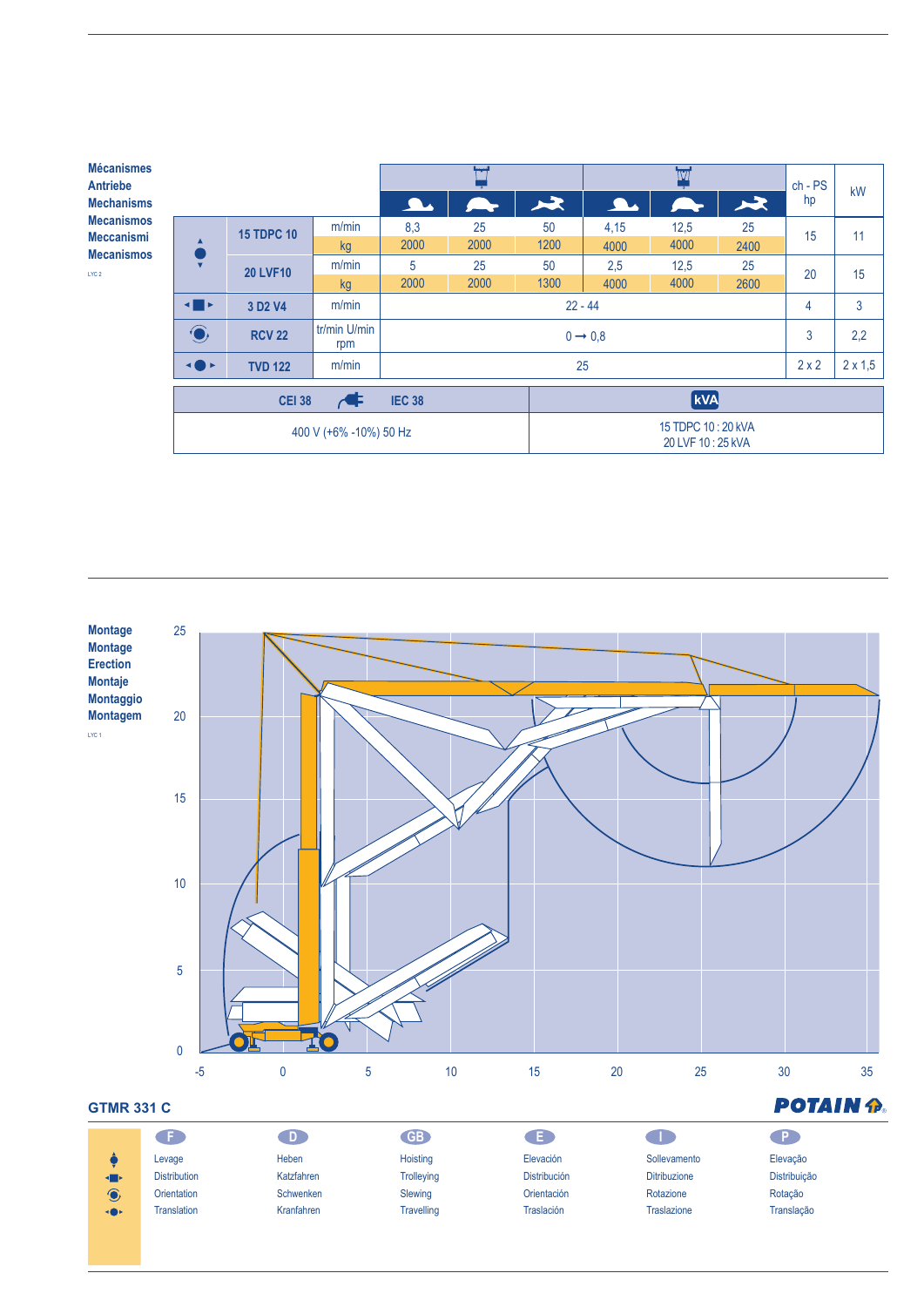Mécanismes
Antriebe
Mechanisms
Mecanismos
Meccanismi
Mecanismos

LYC 2

| | | | Hoisting (2 falls) slow | Hoisting (2 falls) medium | Hoisting (2 falls) fast | Hoisting (4 falls) slow | Hoisting (4 falls) medium | Hoisting (4 falls) fast | ch - PS hp | kW |
|---|---|---|---|---|---|---|---|---|---|---|
| Levage | 15 TDPC 10 | m/min | 8,3 | 25 | 50 | 4,15 | 12,5 | 25 | 15 | 11 |
| | | kg | 2000 | 2000 | 1200 | 4000 | 4000 | 2400 | | |
| | 20 LVF10 | m/min | 5 | 25 | 50 | 2,5 | 12,5 | 25 | 20 | 15 |
| | | kg | 2000 | 2000 | 1300 | 4000 | 4000 | 2600 | | |
| Distribution | 3 D2 V4 | m/min | 22 - 44 | | | | | | 4 | 3 |
| Orientation | RCV 22 | tr/min U/min rpm | 0 → 0,8 | | | | | | 3 | 2,2 |
| Translation | TVD 122 | m/min | 25 | | | | | | 2 x 2 | 2 x 1,5 |

| CEI 38 — IEC 38 | kVA |
|---|---|
| 400 V (+6% -10%) 50 Hz | 15 TDPC 10 : 20 kVA<br>20 LVF 10 : 25 kVA |

Montage
Montage
Erection
Montaje
Montaggio
Montagem

LYC 1

## GTMR 331 C

POTAIN

| F | D | GB | E | I | P |
|---|---|---|---|---|---|
| Levage | Heben | Hoisting | Elevación | Sollevamento | Elevação |
| Distribution | Katzfahren | Trolleying | Distribución | Ditribuzione | Distribuição |
| Orientation | Schwenken | Slewing | Orientación | Rotazione | Rotação |
| Translation | Kranfahren | Travelling | Traslación | Traslazione | Translação |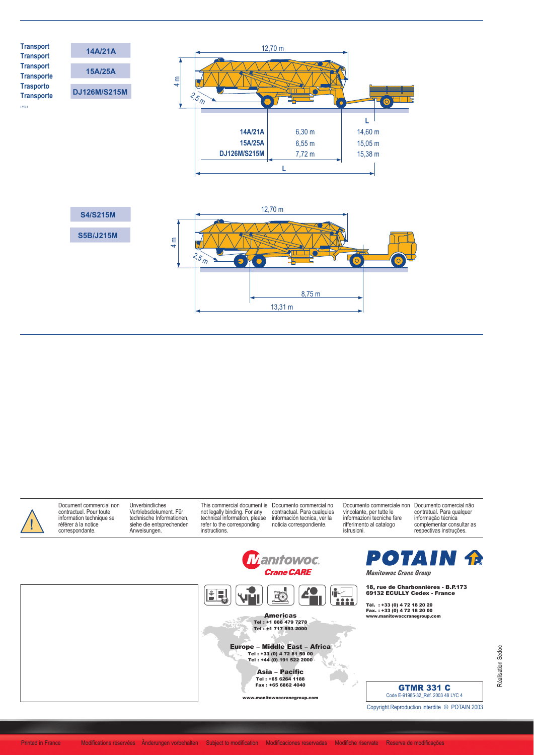**Transport**
**Transport**
**Transport**
**Transporte**
**Trasporto**
**Transporte**

LYC 1

**14A/21A**

**15A/25A**

**DJ126M/S215M**

12,70 m

4 m

2,5 m

L

| | | L |
|---|---|---|
| **14A/21A** | 6,30 m | 14,60 m |
| **15A/25A** | 6,55 m | 15,05 m |
| **DJ126M/S215M** | 7,72 m | 15,38 m |

L

**S4/S215M**

**S5B/J215M**

12,70 m

4 m

2,5 m

8,75 m

13,31 m

Document commercial non contractuel. Pour toute information technique se référer à la notice correspondante.

Unverbindliches Vertriebsdokument. Für technische Informationen, siehe die entsprechenden Anweisungen.

This commercial document is not legally binding. For any technical information, please refer to the corresponding instructions.

Documento commercial no contractual. Para cualquies información tecnica, ver la noticia correspondiente.

Documento commerciale non vincolante, per tutte le informazioni tecniche fare rifferimento al catalogo istrusioni.

Documento comercial não contratual. Para qualquer informação técnica complementar consultar as respectivas instruções.

Manitowoc CraneCARE

**Americas**
Tel : +1 888 479 7278
Tel : +1 717 593 2000

**Europe – Middle East – Africa**
Tel : +33 (0) 4 72 81 50 00
Tel : +44 (0) 191 522 2000

**Asia – Pacific**
Tel : +65 6264 1188
Fax : +65 6862 4040

www.manitowoccranegroup.com

**POTAIN**
*Manitowoc Crane Group*

**18, rue de Charbonnières - B.P.173**
**69132 ECULLY Cedex - France**

**Tél. : +33 (0) 4 72 18 20 20**
**Fax. : +33 (0) 4 72 18 20 00**
**www.manitowoccranegroup.com**

**GTMR 331 C**
Code E-91985-32_Réf. 2003 48 LYC 4

Copyright.Reproduction interdite © POTAIN 2003

Réalisation Sedoc

Printed in France Modifications réservées Änderungen vorbehalten Subject to modification Modificaciones reservadas Modifiche riservate Reserva de modificações